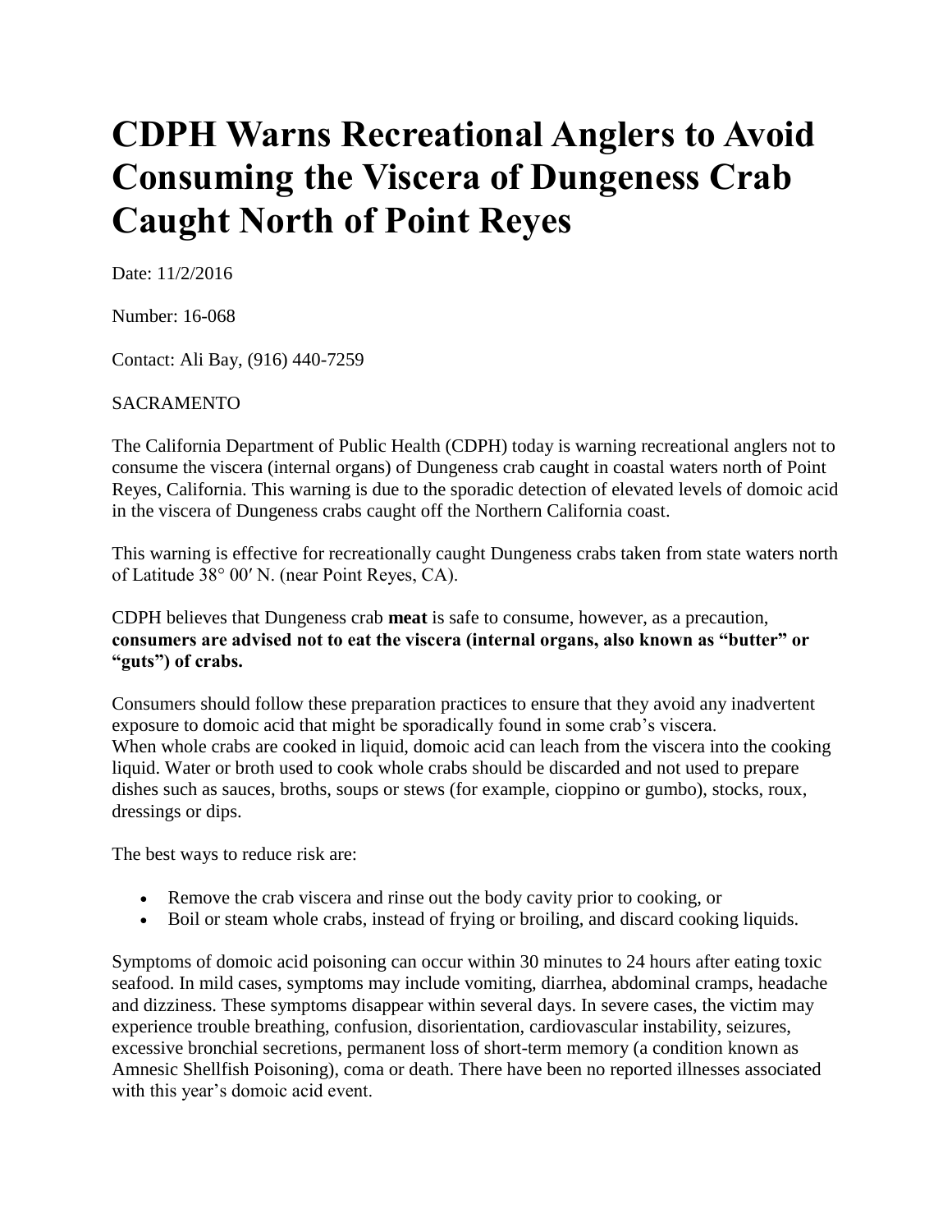# CDPH Warns Recreational Anglers to Avoid Consuming the Viscera of Dungeness Crab Caught North of Point Reyes

Date: 11/2/2016

Number: 16-068

Contact: Ali Bay, (916) 440-7259

SACRAMENTO

The California Department of Public Health (CDPH) today is warning recreational anglers not to consume the viscera (internal organs) of Dungeness crab caught in coastal waters north of Point Reyes, California. This warning is due to the sporadic detection of elevated levels of domoic acid in the viscera of Dungeness crabs caught off the Northern California coast.

This warning is effective for recreationally caught Dungeness crabs taken from state waters north of Latitude 38° 00′ N. (near Point Reyes, CA).

CDPH believes that Dungeness crab **meat** is safe to consume, however, as a precaution, **consumers are advised not to eat the viscera (internal organs, also known as "butter" or "guts") of crabs.**

Consumers should follow these preparation practices to ensure that they avoid any inadvertent exposure to domoic acid that might be sporadically found in some crab's viscera.
When whole crabs are cooked in liquid, domoic acid can leach from the viscera into the cooking liquid. Water or broth used to cook whole crabs should be discarded and not used to prepare dishes such as sauces, broths, soups or stews (for example, cioppino or gumbo), stocks, roux, dressings or dips.

The best ways to reduce risk are:

- Remove the crab viscera and rinse out the body cavity prior to cooking, or
- Boil or steam whole crabs, instead of frying or broiling, and discard cooking liquids.

Symptoms of domoic acid poisoning can occur within 30 minutes to 24 hours after eating toxic seafood. In mild cases, symptoms may include vomiting, diarrhea, abdominal cramps, headache and dizziness. These symptoms disappear within several days. In severe cases, the victim may experience trouble breathing, confusion, disorientation, cardiovascular instability, seizures, excessive bronchial secretions, permanent loss of short-term memory (a condition known as Amnesic Shellfish Poisoning), coma or death. There have been no reported illnesses associated with this year's domoic acid event.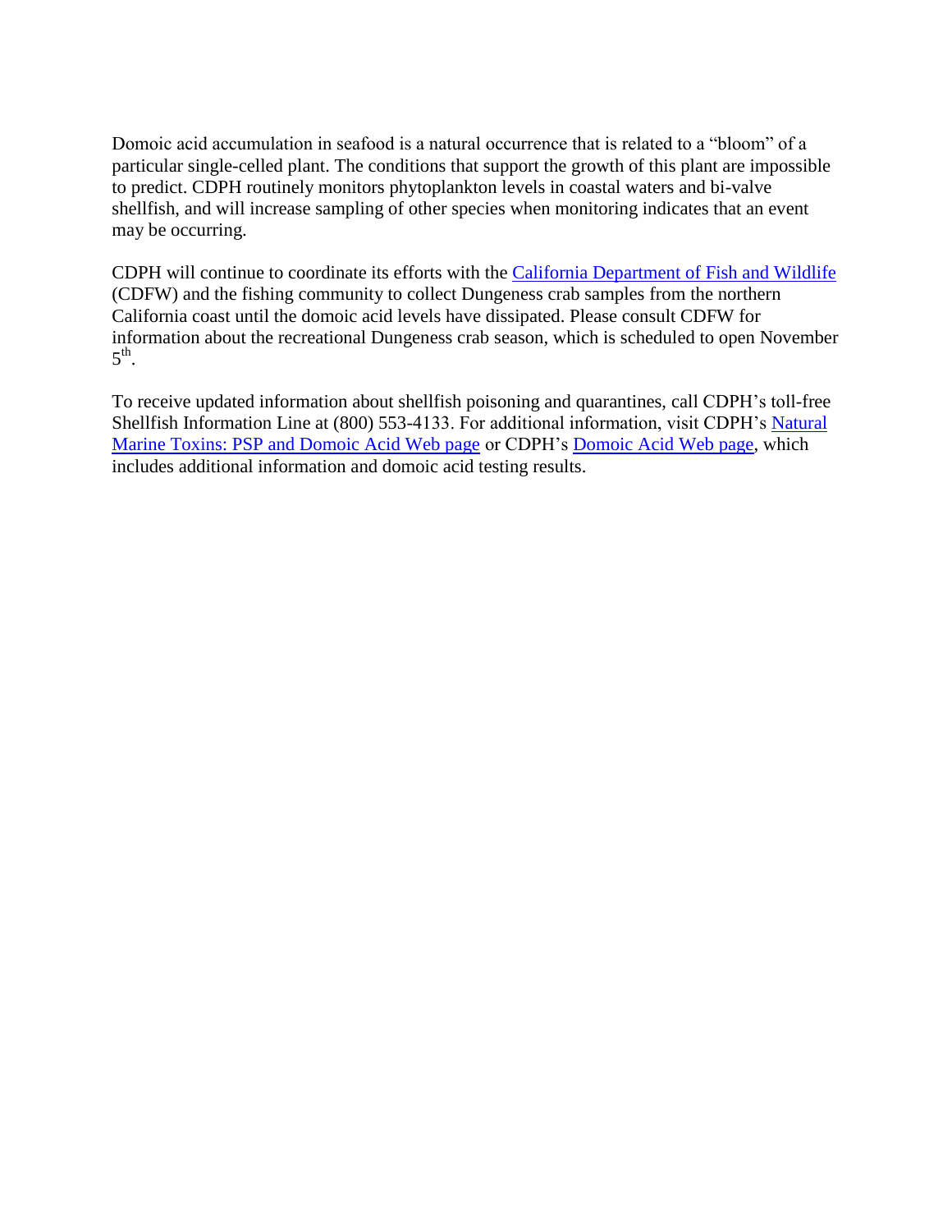Domoic acid accumulation in seafood is a natural occurrence that is related to a “bloom” of a particular single-celled plant. The conditions that support the growth of this plant are impossible to predict. CDPH routinely monitors phytoplankton levels in coastal waters and bi-valve shellfish, and will increase sampling of other species when monitoring indicates that an event may be occurring.

CDPH will continue to coordinate its efforts with the California Department of Fish and Wildlife (CDFW) and the fishing community to collect Dungeness crab samples from the northern California coast until the domoic acid levels have dissipated. Please consult CDFW for information about the recreational Dungeness crab season, which is scheduled to open November 5th.

To receive updated information about shellfish poisoning and quarantines, call CDPH’s toll-free Shellfish Information Line at (800) 553-4133. For additional information, visit CDPH’s Natural Marine Toxins: PSP and Domoic Acid Web page or CDPH’s Domoic Acid Web page, which includes additional information and domoic acid testing results.